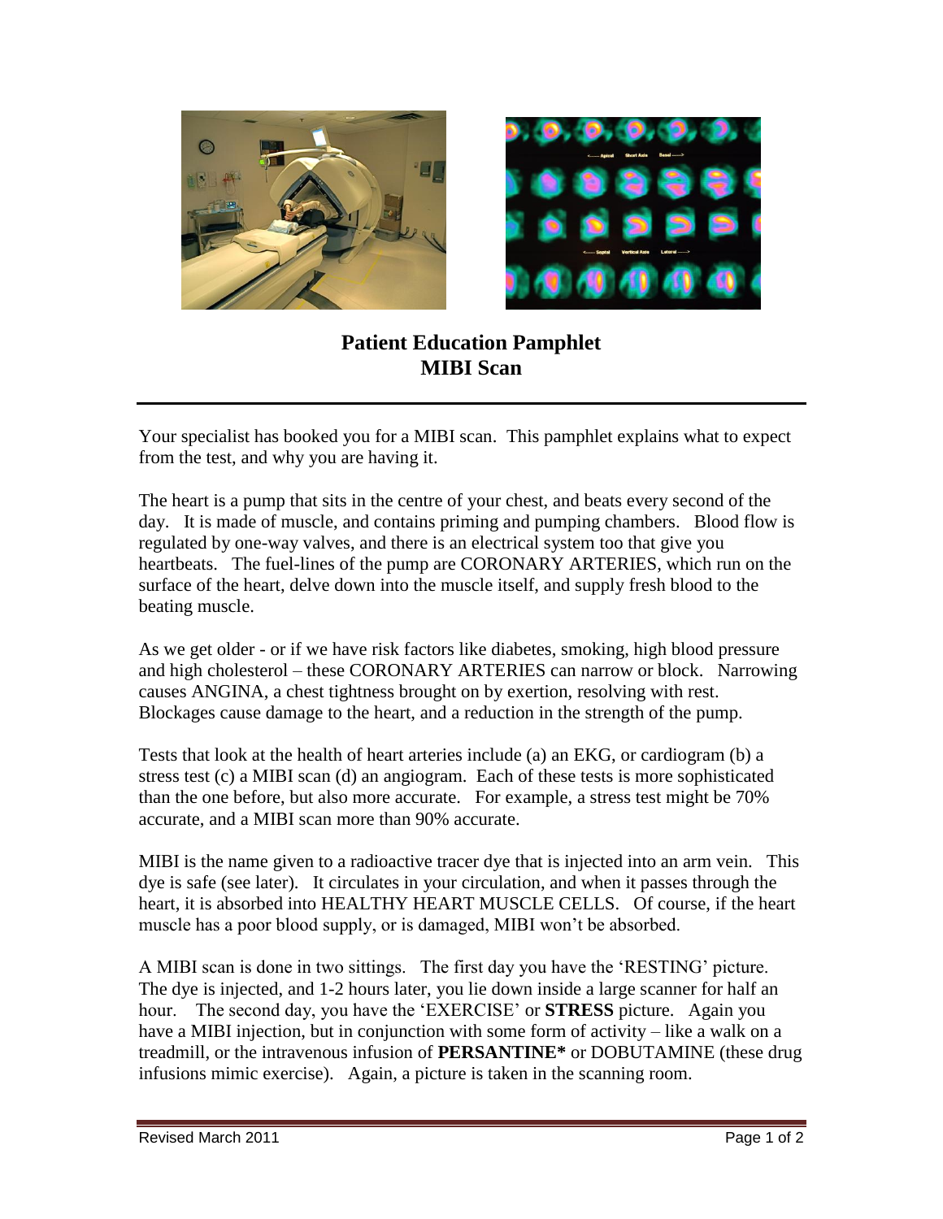# Patient Education Pamphlet
# MIBI Scan

Your specialist has booked you for a MIBI scan. This pamphlet explains what to expect from the test, and why you are having it.

The heart is a pump that sits in the centre of your chest, and beats every second of the day. It is made of muscle, and contains priming and pumping chambers. Blood flow is regulated by one-way valves, and there is an electrical system too that give you heartbeats. The fuel-lines of the pump are CORONARY ARTERIES, which run on the surface of the heart, delve down into the muscle itself, and supply fresh blood to the beating muscle.

As we get older - or if we have risk factors like diabetes, smoking, high blood pressure and high cholesterol – these CORONARY ARTERIES can narrow or block. Narrowing causes ANGINA, a chest tightness brought on by exertion, resolving with rest. Blockages cause damage to the heart, and a reduction in the strength of the pump.

Tests that look at the health of heart arteries include (a) an EKG, or cardiogram (b) a stress test (c) a MIBI scan (d) an angiogram. Each of these tests is more sophisticated than the one before, but also more accurate. For example, a stress test might be 70% accurate, and a MIBI scan more than 90% accurate.

MIBI is the name given to a radioactive tracer dye that is injected into an arm vein. This dye is safe (see later). It circulates in your circulation, and when it passes through the heart, it is absorbed into HEALTHY HEART MUSCLE CELLS. Of course, if the heart muscle has a poor blood supply, or is damaged, MIBI won't be absorbed.

A MIBI scan is done in two sittings. The first day you have the 'RESTING' picture. The dye is injected, and 1-2 hours later, you lie down inside a large scanner for half an hour. The second day, you have the 'EXERCISE' or **STRESS** picture. Again you have a MIBI injection, but in conjunction with some form of activity – like a walk on a treadmill, or the intravenous infusion of **PERSANTINE*** or DOBUTAMINE (these drug infusions mimic exercise). Again, a picture is taken in the scanning room.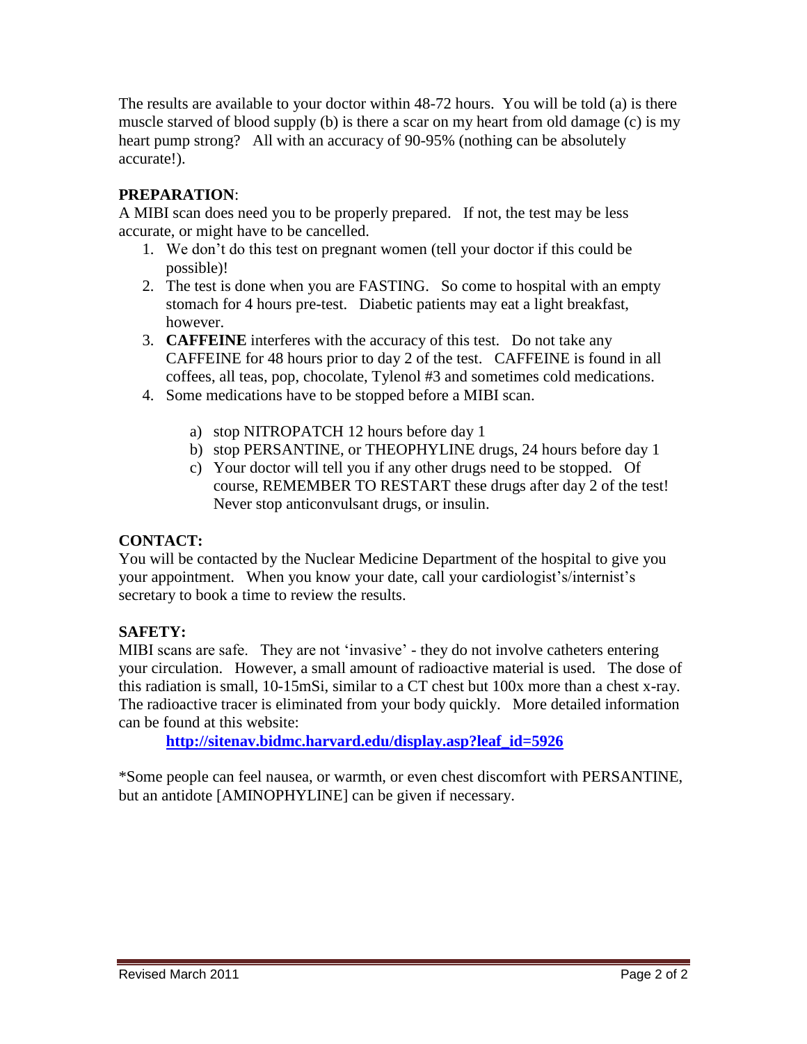The results are available to your doctor within 48-72 hours. You will be told (a) is there muscle starved of blood supply (b) is there a scar on my heart from old damage (c) is my heart pump strong? All with an accuracy of 90-95% (nothing can be absolutely accurate!).

**PREPARATION**:

A MIBI scan does need you to be properly prepared. If not, the test may be less accurate, or might have to be cancelled.

1. We don't do this test on pregnant women (tell your doctor if this could be possible)!
2. The test is done when you are FASTING. So come to hospital with an empty stomach for 4 hours pre-test. Diabetic patients may eat a light breakfast, however.
3. **CAFFEINE** interferes with the accuracy of this test. Do not take any CAFFEINE for 48 hours prior to day 2 of the test. CAFFEINE is found in all coffees, all teas, pop, chocolate, Tylenol #3 and sometimes cold medications.
4. Some medications have to be stopped before a MIBI scan.

    a) stop NITROPATCH 12 hours before day 1
    b) stop PERSANTINE, or THEOPHYLINE drugs, 24 hours before day 1
    c) Your doctor will tell you if any other drugs need to be stopped. Of course, REMEMBER TO RESTART these drugs after day 2 of the test! Never stop anticonvulsant drugs, or insulin.

**CONTACT:**

You will be contacted by the Nuclear Medicine Department of the hospital to give you your appointment. When you know your date, call your cardiologist's/internist's secretary to book a time to review the results.

**SAFETY:**

MIBI scans are safe. They are not 'invasive' - they do not involve catheters entering your circulation. However, a small amount of radioactive material is used. The dose of this radiation is small, 10-15mSi, similar to a CT chest but 100x more than a chest x-ray. The radioactive tracer is eliminated from your body quickly. More detailed information can be found at this website:

**http://sitenav.bidmc.harvard.edu/display.asp?leaf_id=5926**

*Some people can feel nausea, or warmth, or even chest discomfort with PERSANTINE, but an antidote [AMINOPHYLINE] can be given if necessary.

Revised March 2011